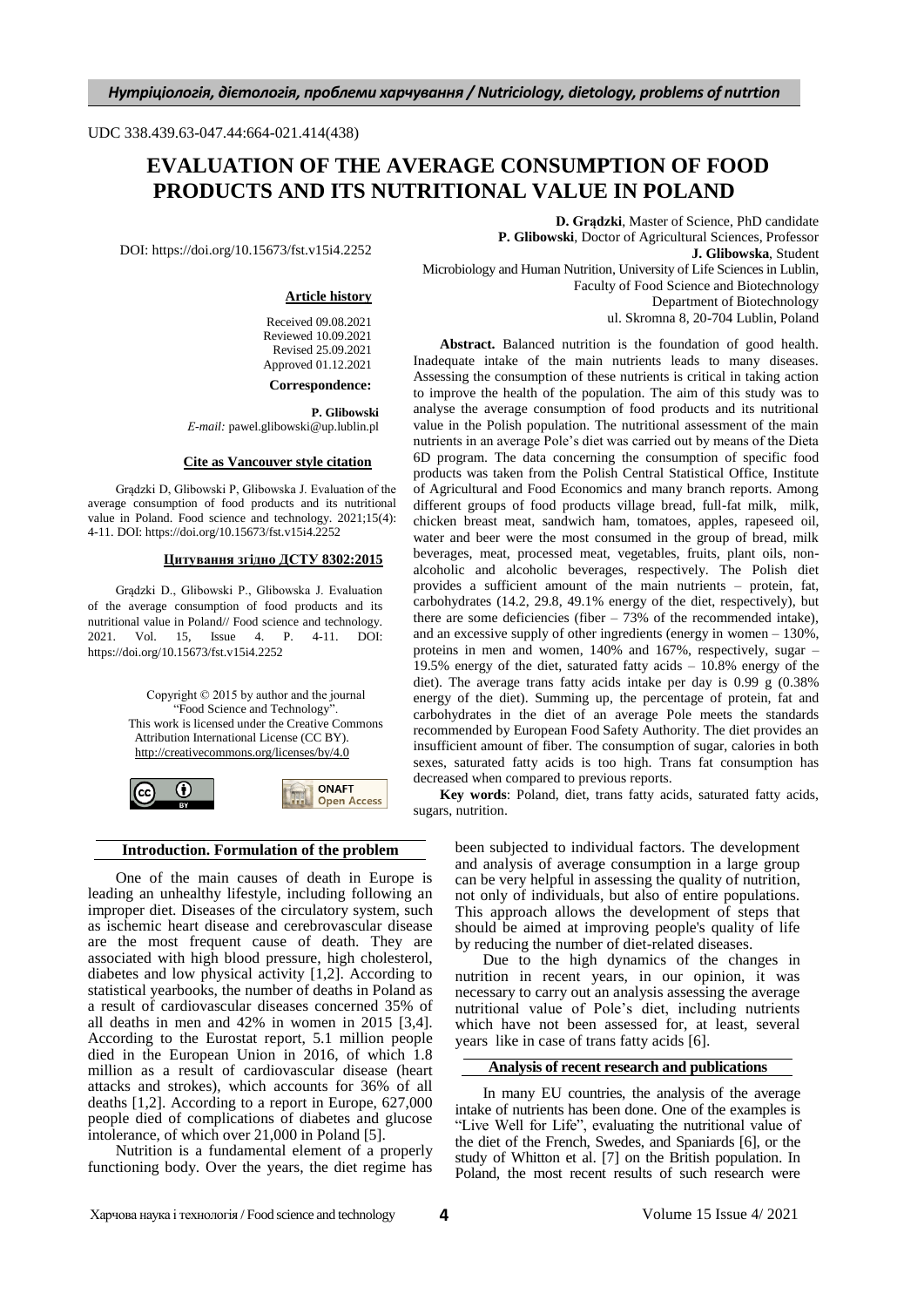UDC 338.439.63-047.44:664-021.414(438)

# EVALUATION OF THE AVERAGE CONSUMPTION OF FOOD PRODUCTS AND ITS NUTRITIONAL VALUE IN POLAND

DOI: https://doi.org/10.15673/fst.v15i4.2252

**D. Grądzki**, Master of Science, PhD candidate
**P. Glibowski**, Doctor of Agricultural Sciences, Professor
**J. Glibowska**, Student
Microbiology and Human Nutrition, University of Life Sciences in Lublin, Faculty of Food Science and Biotechnology
Department of Biotechnology
ul. Skromna 8, 20-704 Lublin, Poland

**Article history**

Received 09.08.2021
Reviewed 10.09.2021
Revised 25.09.2021
Approved 01.12.2021

**Correspondence:**

**P. Glibowski**
*E-mail:* pawel.glibowski@up.lublin.pl

**Cite as Vancouver style citation**

Grądzki D, Glibowski P, Glibowska J. Evaluation of the average consumption of food products and its nutritional value in Poland. Food science and technology. 2021;15(4): 4-11. DOI: https://doi.org/10.15673/fst.v15i4.2252

**Цитування згідно ДСТУ 8302:2015**

Grądzki D., Glibowski P., Glibowska J. Evaluation of the average consumption of food products and its nutritional value in Poland// Food science and technology. 2021. Vol. 15, Issue 4. P. 4-11. DOI: https://doi.org/10.15673/fst.v15i4.2252

Copyright © 2015 by author and the journal "Food Science and Technology".
This work is licensed under the Creative Commons Attribution International License (CC BY). http://creativecommons.org/licenses/by/4.0

**Abstract.** Balanced nutrition is the foundation of good health. Inadequate intake of the main nutrients leads to many diseases. Assessing the consumption of these nutrients is critical in taking action to improve the health of the population. The aim of this study was to analyse the average consumption of food products and its nutritional value in the Polish population. The nutritional assessment of the main nutrients in an average Pole's diet was carried out by means of the Dieta 6D program. The data concerning the consumption of specific food products was taken from the Polish Central Statistical Office, Institute of Agricultural and Food Economics and many branch reports. Among different groups of food products village bread, full-fat milk, milk, chicken breast meat, sandwich ham, tomatoes, apples, rapeseed oil, water and beer were the most consumed in the group of bread, milk beverages, meat, processed meat, vegetables, fruits, plant oils, non-alcoholic and alcoholic beverages, respectively. The Polish diet provides a sufficient amount of the main nutrients – protein, fat, carbohydrates (14.2, 29.8, 49.1% energy of the diet, respectively), but there are some deficiencies (fiber – 73% of the recommended intake), and an excessive supply of other ingredients (energy in women – 130%, proteins in men and women, 140% and 167%, respectively, sugar – 19.5% energy of the diet, saturated fatty acids – 10.8% energy of the diet). The average trans fatty acids intake per day is 0.99 g (0.38% energy of the diet). Summing up, the percentage of protein, fat and carbohydrates in the diet of an average Pole meets the standards recommended by European Food Safety Authority. The diet provides an insufficient amount of fiber. The consumption of sugar, calories in both sexes, saturated fatty acids is too high. Trans fat consumption has decreased when compared to previous reports.

**Key words**: Poland, diet, trans fatty acids, saturated fatty acids, sugars, nutrition.

## Introduction. Formulation of the problem

One of the main causes of death in Europe is leading an unhealthy lifestyle, including following an improper diet. Diseases of the circulatory system, such as ischemic heart disease and cerebrovascular disease are the most frequent cause of death. They are associated with high blood pressure, high cholesterol, diabetes and low physical activity [1,2]. According to statistical yearbooks, the number of deaths in Poland as a result of cardiovascular diseases concerned 35% of all deaths in men and 42% in women in 2015 [3,4]. According to the Eurostat report, 5.1 million people died in the European Union in 2016, of which 1.8 million as a result of cardiovascular disease (heart attacks and strokes), which accounts for 36% of all deaths [1,2]. According to a report in Europe, 627,000 people died of complications of diabetes and glucose intolerance, of which over 21,000 in Poland [5].

Nutrition is a fundamental element of a properly functioning body. Over the years, the diet regime has been subjected to individual factors. The development and analysis of average consumption in a large group can be very helpful in assessing the quality of nutrition, not only of individuals, but also of entire populations. This approach allows the development of steps that should be aimed at improving people's quality of life by reducing the number of diet-related diseases.

Due to the high dynamics of the changes in nutrition in recent years, in our opinion, it was necessary to carry out an analysis assessing the average nutritional value of Pole's diet, including nutrients which have not been assessed for, at least, several years like in case of trans fatty acids [6].

## Analysis of recent research and publications

In many EU countries, the analysis of the average intake of nutrients has been done. One of the examples is "Live Well for Life", evaluating the nutritional value of the diet of the French, Swedes, and Spaniards [6], or the study of Whitton et al. [7] on the British population. In Poland, the most recent results of such research were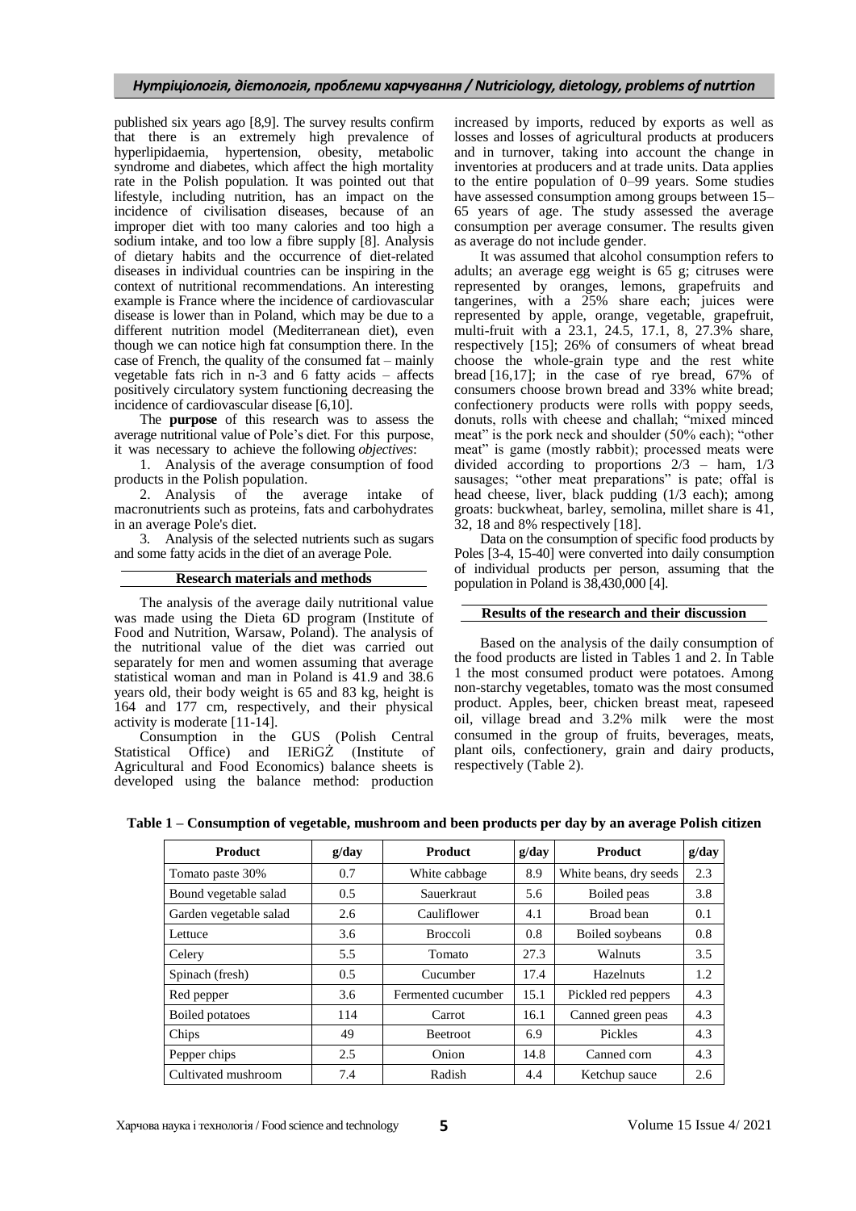published six years ago [8,9]. The survey results confirm that there is an extremely high prevalence of hyperlipidaemia, hypertension, obesity, metabolic syndrome and diabetes, which affect the high mortality rate in the Polish population. It was pointed out that lifestyle, including nutrition, has an impact on the incidence of civilisation diseases, because of an improper diet with too many calories and too high a sodium intake, and too low a fibre supply [8]. Analysis of dietary habits and the occurrence of diet-related diseases in individual countries can be inspiring in the context of nutritional recommendations. An interesting example is France where the incidence of cardiovascular disease is lower than in Poland, which may be due to a different nutrition model (Mediterranean diet), even though we can notice high fat consumption there. In the case of French, the quality of the consumed fat – mainly vegetable fats rich in n-3 and 6 fatty acids – affects positively circulatory system functioning decreasing the incidence of cardiovascular disease [6,10].

The **purpose** of this research was to assess the average nutritional value of Pole's diet. For this purpose, it was necessary to achieve the following *objectives*:

1. Analysis of the average consumption of food products in the Polish population.
2. Analysis of the average intake of macronutrients such as proteins, fats and carbohydrates in an average Pole's diet.
3. Analysis of the selected nutrients such as sugars and some fatty acids in the diet of an average Pole.

## Research materials and methods

The analysis of the average daily nutritional value was made using the Dieta 6D program (Institute of Food and Nutrition, Warsaw, Poland). The analysis of the nutritional value of the diet was carried out separately for men and women assuming that average statistical woman and man in Poland is 41.9 and 38.6 years old, their body weight is 65 and 83 kg, height is 164 and 177 cm, respectively, and their physical activity is moderate [11-14].

Consumption in the GUS (Polish Central Statistical Office) and IERiGŻ (Institute of Agricultural and Food Economics) balance sheets is developed using the balance method: production increased by imports, reduced by exports as well as losses and losses of agricultural products at producers and in turnover, taking into account the change in inventories at producers and at trade units. Data applies to the entire population of 0–99 years. Some studies have assessed consumption among groups between 15–65 years of age. The study assessed the average consumption per average consumer. The results given as average do not include gender.

It was assumed that alcohol consumption refers to adults; an average egg weight is 65 g; citruses were represented by oranges, lemons, grapefruits and tangerines, with a 25% share each; juices were represented by apple, orange, vegetable, grapefruit, multi-fruit with a 23.1, 24.5, 17.1, 8, 27.3% share, respectively [15]; 26% of consumers of wheat bread choose the whole-grain type and the rest white bread [16,17]; in the case of rye bread, 67% of consumers choose brown bread and 33% white bread; confectionery products were rolls with poppy seeds, donuts, rolls with cheese and challah; "mixed minced meat" is the pork neck and shoulder (50% each); "other meat" is game (mostly rabbit); processed meats were divided according to proportions 2/3 – ham, 1/3 sausages; "other meat preparations" is pate; offal is head cheese, liver, black pudding (1/3 each); among groats: buckwheat, barley, semolina, millet share is 41, 32, 18 and 8% respectively [18].

Data on the consumption of specific food products by Poles [3-4, 15-40] were converted into daily consumption of individual products per person, assuming that the population in Poland is 38,430,000 [4].

## Results of the research and their discussion

Based on the analysis of the daily consumption of the food products are listed in Tables 1 and 2. In Table 1 the most consumed product were potatoes. Among non-starchy vegetables, tomato was the most consumed product. Apples, beer, chicken breast meat, rapeseed oil, village bread and 3.2% milk were the most consumed in the group of fruits, beverages, meats, plant oils, confectionery, grain and dairy products, respectively (Table 2).

**Table 1 – Consumption of vegetable, mushroom and been products per day by an average Polish citizen**

| Product | g/day | Product | g/day | Product | g/day |
|---|---|---|---|---|---|
| Tomato paste 30% | 0.7 | White cabbage | 8.9 | White beans, dry seeds | 2.3 |
| Bound vegetable salad | 0.5 | Sauerkraut | 5.6 | Boiled peas | 3.8 |
| Garden vegetable salad | 2.6 | Cauliflower | 4.1 | Broad bean | 0.1 |
| Lettuce | 3.6 | Broccoli | 0.8 | Boiled soybeans | 0.8 |
| Celery | 5.5 | Tomato | 27.3 | Walnuts | 3.5 |
| Spinach (fresh) | 0.5 | Cucumber | 17.4 | Hazelnuts | 1.2 |
| Red pepper | 3.6 | Fermented cucumber | 15.1 | Pickled red peppers | 4.3 |
| Boiled potatoes | 114 | Carrot | 16.1 | Canned green peas | 4.3 |
| Chips | 49 | Beetroot | 6.9 | Pickles | 4.3 |
| Pepper chips | 2.5 | Onion | 14.8 | Canned corn | 4.3 |
| Cultivated mushroom | 7.4 | Radish | 4.4 | Ketchup sauce | 2.6 |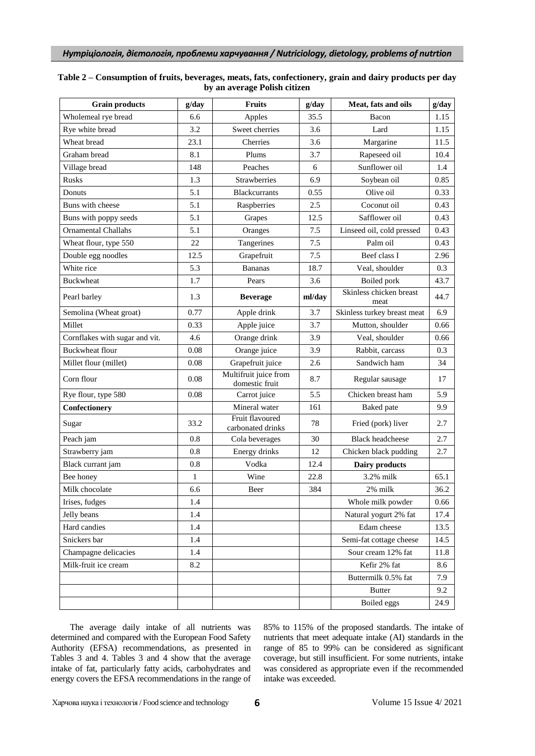**Table 2 – Consumption of fruits, beverages, meats, fats, confectionery, grain and dairy products per day by an average Polish citizen**

| Grain products | g/day | Fruits | g/day | Meat, fats and oils | g/day |
|---|---|---|---|---|---|
| Wholemeal rye bread | 6.6 | Apples | 35.5 | Bacon | 1.15 |
| Rye white bread | 3.2 | Sweet cherries | 3.6 | Lard | 1.15 |
| Wheat bread | 23.1 | Cherries | 3.6 | Margarine | 11.5 |
| Graham bread | 8.1 | Plums | 3.7 | Rapeseed oil | 10.4 |
| Village bread | 148 | Peaches | 6 | Sunflower oil | 1.4 |
| Rusks | 1.3 | Strawberries | 6.9 | Soybean oil | 0.85 |
| Donuts | 5.1 | Blackcurrants | 0.55 | Olive oil | 0.33 |
| Buns with cheese | 5.1 | Raspberries | 2.5 | Coconut oil | 0.43 |
| Buns with poppy seeds | 5.1 | Grapes | 12.5 | Safflower oil | 0.43 |
| Ornamental Challahs | 5.1 | Oranges | 7.5 | Linseed oil, cold pressed | 0.43 |
| Wheat flour, type 550 | 22 | Tangerines | 7.5 | Palm oil | 0.43 |
| Double egg noodles | 12.5 | Grapefruit | 7.5 | Beef class I | 2.96 |
| White rice | 5.3 | Bananas | 18.7 | Veal, shoulder | 0.3 |
| Buckwheat | 1.7 | Pears | 3.6 | Boiled pork | 43.7 |
| Pearl barley | 1.3 | **Beverage** | **ml/day** | Skinless chicken breast meat | 44.7 |
| Semolina (Wheat groat) | 0.77 | Apple drink | 3.7 | Skinless turkey breast meat | 6.9 |
| Millet | 0.33 | Apple juice | 3.7 | Mutton, shoulder | 0.66 |
| Cornflakes with sugar and vit. | 4.6 | Orange drink | 3.9 | Veal, shoulder | 0.66 |
| Buckwheat flour | 0.08 | Orange juice | 3.9 | Rabbit, carcass | 0.3 |
| Millet flour (millet) | 0.08 | Grapefruit juice | 2.6 | Sandwich ham | 34 |
| Corn flour | 0.08 | Multifruit juice from domestic fruit | 8.7 | Regular sausage | 17 |
| Rye flour, type 580 | 0.08 | Carrot juice | 5.5 | Chicken breast ham | 5.9 |
| **Confectionery** | | Mineral water | 161 | Baked pate | 9.9 |
| Sugar | 33.2 | Fruit flavoured carbonated drinks | 78 | Fried (pork) liver | 2.7 |
| Peach jam | 0.8 | Cola beverages | 30 | Black headcheese | 2.7 |
| Strawberry jam | 0.8 | Energy drinks | 12 | Chicken black pudding | 2.7 |
| Black currant jam | 0.8 | Vodka | 12.4 | **Dairy products** | |
| Bee honey | 1 | Wine | 22.8 | 3.2% milk | 65.1 |
| Milk chocolate | 6.6 | Beer | 384 | 2% milk | 36.2 |
| Irises, fudges | 1.4 | | | Whole milk powder | 0.66 |
| Jelly beans | 1.4 | | | Natural yogurt 2% fat | 17.4 |
| Hard candies | 1.4 | | | Edam cheese | 13.5 |
| Snickers bar | 1.4 | | | Semi-fat cottage cheese | 14.5 |
| Champagne delicacies | 1.4 | | | Sour cream 12% fat | 11.8 |
| Milk-fruit ice cream | 8.2 | | | Kefir 2% fat | 8.6 |
| | | | | Buttermilk 0.5% fat | 7.9 |
| | | | | Butter | 9.2 |
| | | | | Boiled eggs | 24.9 |

The average daily intake of all nutrients was determined and compared with the European Food Safety Authority (EFSA) recommendations, as presented in Tables 3 and 4. Tables 3 and 4 show that the average intake of fat, particularly fatty acids, carbohydrates and energy covers the EFSA recommendations in the range of 85% to 115% of the proposed standards. The intake of nutrients that meet adequate intake (AI) standards in the range of 85 to 99% can be considered as significant coverage, but still insufficient. For some nutrients, intake was considered as appropriate even if the recommended intake was exceeded.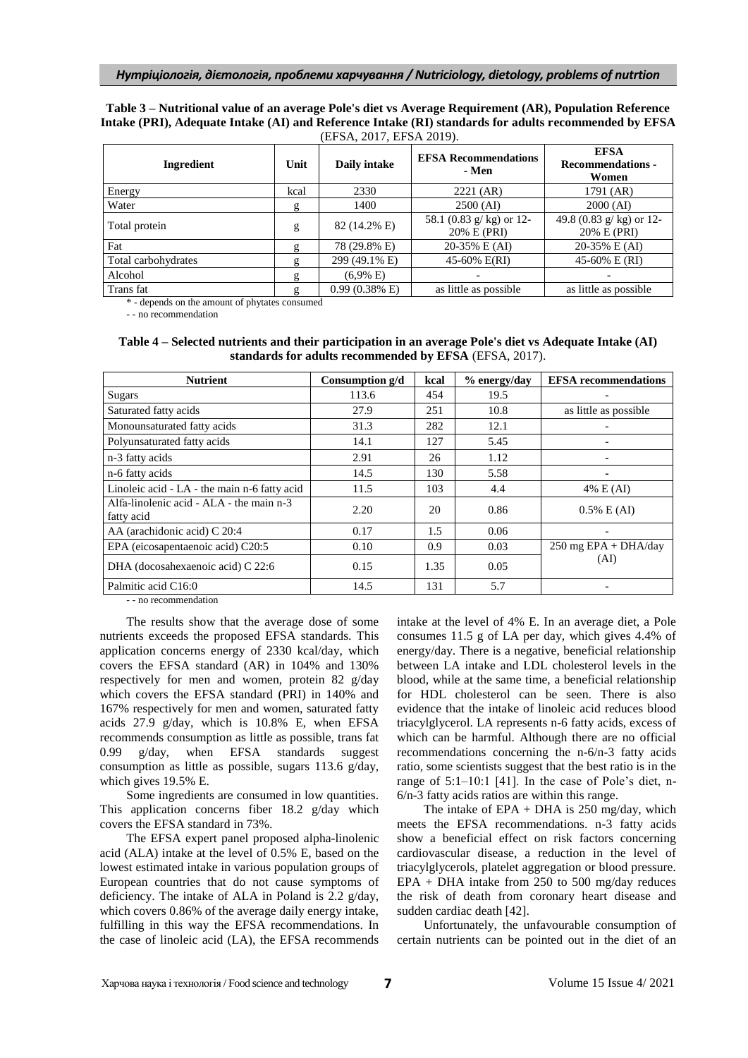**Table 3 – Nutritional value of an average Pole's diet vs Average Requirement (AR), Population Reference Intake (PRI), Adequate Intake (AI) and Reference Intake (RI) standards for adults recommended by EFSA** (EFSA, 2017, EFSA 2019).

| Ingredient | Unit | Daily intake | EFSA Recommendations - Men | EFSA Recommendations - Women |
|---|---|---|---|---|
| Energy | kcal | 2330 | 2221 (AR) | 1791 (AR) |
| Water | g | 1400 | 2500 (AI) | 2000 (AI) |
| Total protein | g | 82 (14.2% E) | 58.1 (0.83 g/ kg) or 12-20% E (PRI) | 49.8 (0.83 g/ kg) or 12-20% E (PRI) |
| Fat | g | 78 (29.8% E) | 20-35% E (AI) | 20-35% E (AI) |
| Total carbohydrates | g | 299 (49.1% E) | 45-60% E(RI) | 45-60% E (RI) |
| Alcohol | g | (6,9% E) | - | - |
| Trans fat | g | 0.99 (0.38% E) | as little as possible | as little as possible |

\* - depends on the amount of phytates consumed

- - no recommendation

**Table 4 – Selected nutrients and their participation in an average Pole's diet vs Adequate Intake (AI) standards for adults recommended by EFSA** (EFSA, 2017).

| Nutrient | Consumption g/d | kcal | % energy/day | EFSA recommendations |
|---|---|---|---|---|
| Sugars | 113.6 | 454 | 19.5 | - |
| Saturated fatty acids | 27.9 | 251 | 10.8 | as little as possible |
| Monounsaturated fatty acids | 31.3 | 282 | 12.1 | - |
| Polyunsaturated fatty acids | 14.1 | 127 | 5.45 | - |
| n-3 fatty acids | 2.91 | 26 | 1.12 | - |
| n-6 fatty acids | 14.5 | 130 | 5.58 | - |
| Linoleic acid - LA - the main n-6 fatty acid | 11.5 | 103 | 4.4 | 4% E (AI) |
| Alfa-linolenic acid - ALA - the main n-3 fatty acid | 2.20 | 20 | 0.86 | 0.5% E (AI) |
| AA (arachidonic acid) C 20:4 | 0.17 | 1.5 | 0.06 | - |
| EPA (eicosapentaenoic acid) C20:5 | 0.10 | 0.9 | 0.03 | 250 mg EPA + DHA/day (AI) |
| DHA (docosahexaenoic acid) C 22:6 | 0.15 | 1.35 | 0.05 | |
| Palmitic acid C16:0 | 14.5 | 131 | 5.7 | - |

- - no recommendation

The results show that the average dose of some nutrients exceeds the proposed EFSA standards. This application concerns energy of 2330 kcal/day, which covers the EFSA standard (AR) in 104% and 130% respectively for men and women, protein 82 g/day which covers the EFSA standard (PRI) in 140% and 167% respectively for men and women, saturated fatty acids 27.9 g/day, which is 10.8% E, when EFSA recommends consumption as little as possible, trans fat 0.99 g/day, when EFSA standards suggest consumption as little as possible, sugars 113.6 g/day, which gives 19.5% E.

Some ingredients are consumed in low quantities. This application concerns fiber 18.2 g/day which covers the EFSA standard in 73%.

The EFSA expert panel proposed alpha-linolenic acid (ALA) intake at the level of 0.5% E, based on the lowest estimated intake in various population groups of European countries that do not cause symptoms of deficiency. The intake of ALA in Poland is 2.2 g/day, which covers 0.86% of the average daily energy intake, fulfilling in this way the EFSA recommendations. In the case of linoleic acid (LA), the EFSA recommends intake at the level of 4% E. In an average diet, a Pole consumes 11.5 g of LA per day, which gives 4.4% of energy/day. There is a negative, beneficial relationship between LA intake and LDL cholesterol levels in the blood, while at the same time, a beneficial relationship for HDL cholesterol can be seen. There is also evidence that the intake of linoleic acid reduces blood triacylglycerol. LA represents n-6 fatty acids, excess of which can be harmful. Although there are no official recommendations concerning the n-6/n-3 fatty acids ratio, some scientists suggest that the best ratio is in the range of 5:1–10:1 [41]. In the case of Pole's diet, n-6/n-3 fatty acids ratios are within this range.

The intake of EPA + DHA is 250 mg/day, which meets the EFSA recommendations. n-3 fatty acids show a beneficial effect on risk factors concerning cardiovascular disease, a reduction in the level of triacylglycerols, platelet aggregation or blood pressure. EPA + DHA intake from 250 to 500 mg/day reduces the risk of death from coronary heart disease and sudden cardiac death [42].

Unfortunately, the unfavourable consumption of certain nutrients can be pointed out in the diet of an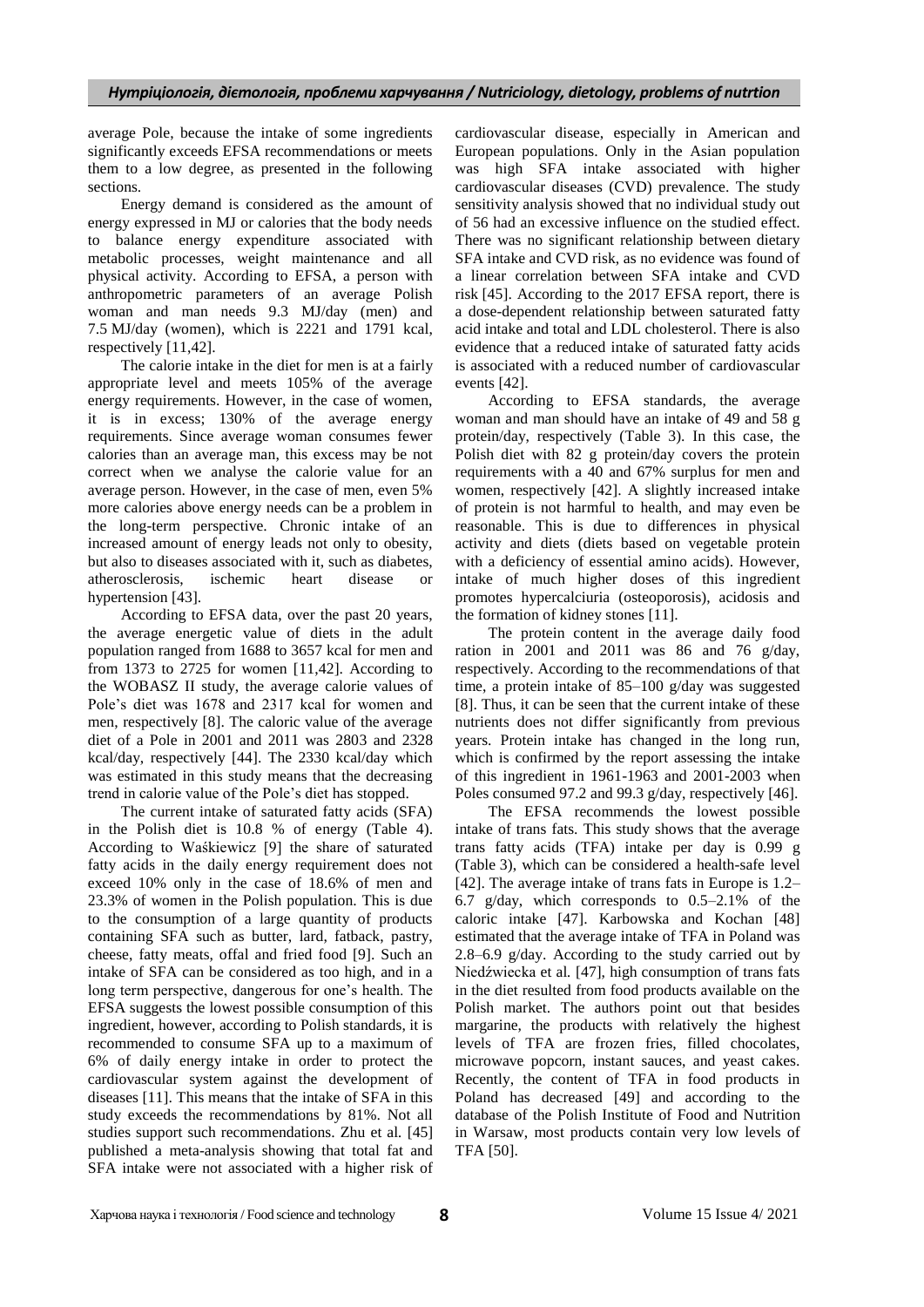average Pole, because the intake of some ingredients significantly exceeds EFSA recommendations or meets them to a low degree, as presented in the following sections.

Energy demand is considered as the amount of energy expressed in MJ or calories that the body needs to balance energy expenditure associated with metabolic processes, weight maintenance and all physical activity. According to EFSA, a person with anthropometric parameters of an average Polish woman and man needs 9.3 MJ/day (men) and 7.5 MJ/day (women), which is 2221 and 1791 kcal, respectively [11,42].

The calorie intake in the diet for men is at a fairly appropriate level and meets 105% of the average energy requirements. However, in the case of women, it is in excess; 130% of the average energy requirements. Since average woman consumes fewer calories than an average man, this excess may be not correct when we analyse the calorie value for an average person. However, in the case of men, even 5% more calories above energy needs can be a problem in the long-term perspective. Chronic intake of an increased amount of energy leads not only to obesity, but also to diseases associated with it, such as diabetes, atherosclerosis, ischemic heart disease or hypertension [43].

According to EFSA data, over the past 20 years, the average energetic value of diets in the adult population ranged from 1688 to 3657 kcal for men and from 1373 to 2725 for women [11,42]. According to the WOBASZ II study, the average calorie values of Pole's diet was 1678 and 2317 kcal for women and men, respectively [8]. The caloric value of the average diet of a Pole in 2001 and 2011 was 2803 and 2328 kcal/day, respectively [44]. The 2330 kcal/day which was estimated in this study means that the decreasing trend in calorie value of the Pole's diet has stopped.

The current intake of saturated fatty acids (SFA) in the Polish diet is 10.8 % of energy (Table 4). According to Waśkiewicz [9] the share of saturated fatty acids in the daily energy requirement does not exceed 10% only in the case of 18.6% of men and 23.3% of women in the Polish population. This is due to the consumption of a large quantity of products containing SFA such as butter, lard, fatback, pastry, cheese, fatty meats, offal and fried food [9]. Such an intake of SFA can be considered as too high, and in a long term perspective, dangerous for one's health. The EFSA suggests the lowest possible consumption of this ingredient, however, according to Polish standards, it is recommended to consume SFA up to a maximum of 6% of daily energy intake in order to protect the cardiovascular system against the development of diseases [11]. This means that the intake of SFA in this study exceeds the recommendations by 81%. Not all studies support such recommendations. Zhu et al. [45] published a meta-analysis showing that total fat and SFA intake were not associated with a higher risk of cardiovascular disease, especially in American and European populations. Only in the Asian population was high SFA intake associated with higher cardiovascular diseases (CVD) prevalence. The study sensitivity analysis showed that no individual study out of 56 had an excessive influence on the studied effect. There was no significant relationship between dietary SFA intake and CVD risk, as no evidence was found of a linear correlation between SFA intake and CVD risk [45]. According to the 2017 EFSA report, there is a dose-dependent relationship between saturated fatty acid intake and total and LDL cholesterol. There is also evidence that a reduced intake of saturated fatty acids is associated with a reduced number of cardiovascular events [42].

According to EFSA standards, the average woman and man should have an intake of 49 and 58 g protein/day, respectively (Table 3). In this case, the Polish diet with 82 g protein/day covers the protein requirements with a 40 and 67% surplus for men and women, respectively [42]. A slightly increased intake of protein is not harmful to health, and may even be reasonable. This is due to differences in physical activity and diets (diets based on vegetable protein with a deficiency of essential amino acids). However, intake of much higher doses of this ingredient promotes hypercalciuria (osteoporosis), acidosis and the formation of kidney stones [11].

The protein content in the average daily food ration in 2001 and 2011 was 86 and 76 g/day, respectively. According to the recommendations of that time, a protein intake of 85–100 g/day was suggested [8]. Thus, it can be seen that the current intake of these nutrients does not differ significantly from previous years. Protein intake has changed in the long run, which is confirmed by the report assessing the intake of this ingredient in 1961-1963 and 2001-2003 when Poles consumed 97.2 and 99.3 g/day, respectively [46].

The EFSA recommends the lowest possible intake of trans fats. This study shows that the average trans fatty acids (TFA) intake per day is 0.99 g (Table 3), which can be considered a health-safe level [42]. The average intake of trans fats in Europe is 1.2–6.7 g/day, which corresponds to 0.5–2.1% of the caloric intake [47]. Karbowska and Kochan [48] estimated that the average intake of TFA in Poland was 2.8–6.9 g/day. According to the study carried out by Niedźwiecka et al. [47], high consumption of trans fats in the diet resulted from food products available on the Polish market. The authors point out that besides margarine, the products with relatively the highest levels of TFA are frozen fries, filled chocolates, microwave popcorn, instant sauces, and yeast cakes. Recently, the content of TFA in food products in Poland has decreased [49] and according to the database of the Polish Institute of Food and Nutrition in Warsaw, most products contain very low levels of TFA [50].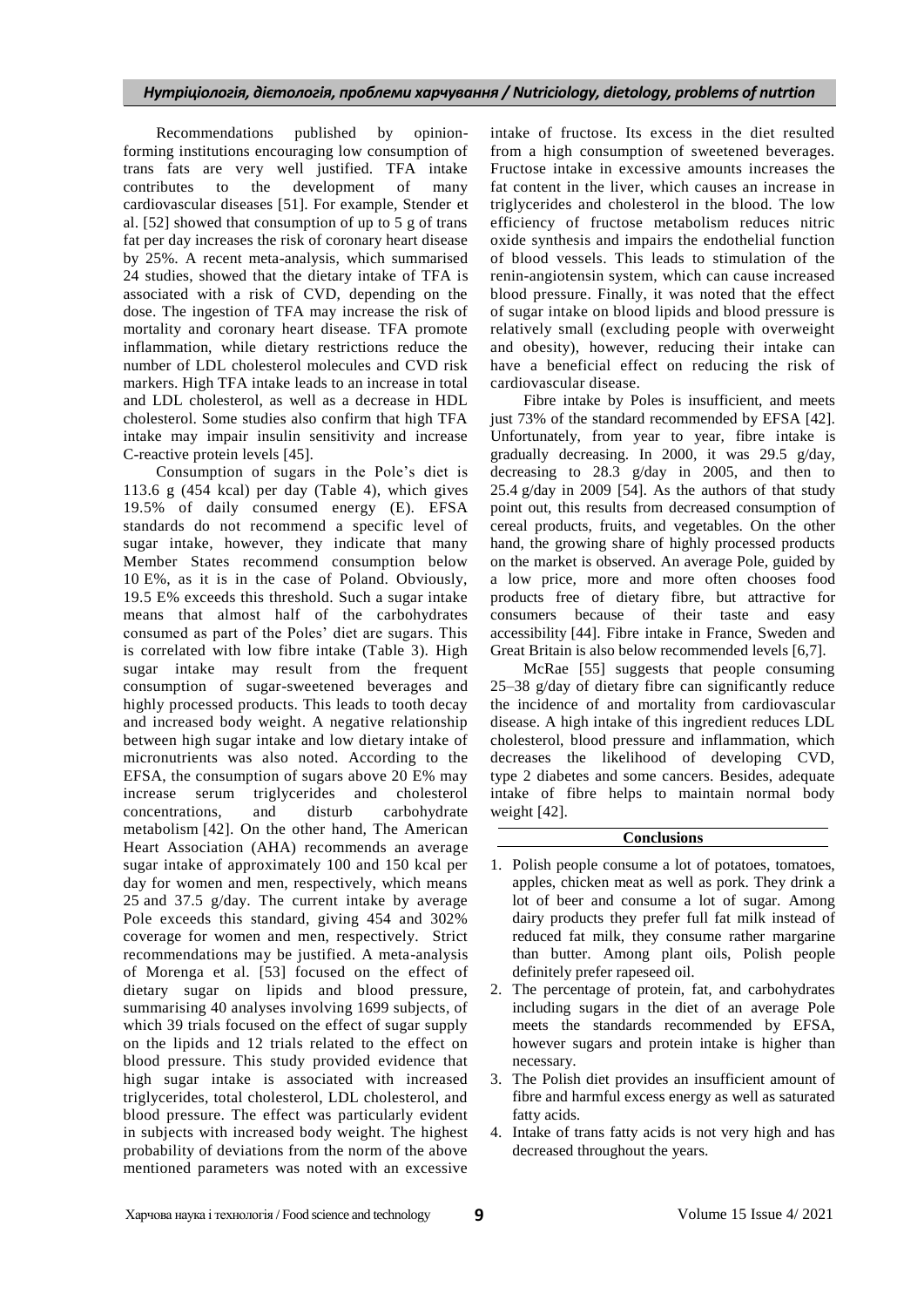Recommendations published by opinion-forming institutions encouraging low consumption of trans fats are very well justified. TFA intake contributes to the development of many cardiovascular diseases [51]. For example, Stender et al. [52] showed that consumption of up to 5 g of trans fat per day increases the risk of coronary heart disease by 25%. A recent meta-analysis, which summarised 24 studies, showed that the dietary intake of TFA is associated with a risk of CVD, depending on the dose. The ingestion of TFA may increase the risk of mortality and coronary heart disease. TFA promote inflammation, while dietary restrictions reduce the number of LDL cholesterol molecules and CVD risk markers. High TFA intake leads to an increase in total and LDL cholesterol, as well as a decrease in HDL cholesterol. Some studies also confirm that high TFA intake may impair insulin sensitivity and increase C-reactive protein levels [45].

Consumption of sugars in the Pole's diet is 113.6 g (454 kcal) per day (Table 4), which gives 19.5% of daily consumed energy (E). EFSA standards do not recommend a specific level of sugar intake, however, they indicate that many Member States recommend consumption below 10 E%, as it is in the case of Poland. Obviously, 19.5 E% exceeds this threshold. Such a sugar intake means that almost half of the carbohydrates consumed as part of the Poles' diet are sugars. This is correlated with low fibre intake (Table 3). High sugar intake may result from the frequent consumption of sugar-sweetened beverages and highly processed products. This leads to tooth decay and increased body weight. A negative relationship between high sugar intake and low dietary intake of micronutrients was also noted. According to the EFSA, the consumption of sugars above 20 E% may increase serum triglycerides and cholesterol concentrations, and disturb carbohydrate metabolism [42]. On the other hand, The American Heart Association (AHA) recommends an average sugar intake of approximately 100 and 150 kcal per day for women and men, respectively, which means 25 and 37.5 g/day. The current intake by average Pole exceeds this standard, giving 454 and 302% coverage for women and men, respectively. Strict recommendations may be justified. A meta-analysis of Morenga et al. [53] focused on the effect of dietary sugar on lipids and blood pressure, summarising 40 analyses involving 1699 subjects, of which 39 trials focused on the effect of sugar supply on the lipids and 12 trials related to the effect on blood pressure. This study provided evidence that high sugar intake is associated with increased triglycerides, total cholesterol, LDL cholesterol, and blood pressure. The effect was particularly evident in subjects with increased body weight. The highest probability of deviations from the norm of the above mentioned parameters was noted with an excessive intake of fructose. Its excess in the diet resulted from a high consumption of sweetened beverages. Fructose intake in excessive amounts increases the fat content in the liver, which causes an increase in triglycerides and cholesterol in the blood. The low efficiency of fructose metabolism reduces nitric oxide synthesis and impairs the endothelial function of blood vessels. This leads to stimulation of the renin-angiotensin system, which can cause increased blood pressure. Finally, it was noted that the effect of sugar intake on blood lipids and blood pressure is relatively small (excluding people with overweight and obesity), however, reducing their intake can have a beneficial effect on reducing the risk of cardiovascular disease.

Fibre intake by Poles is insufficient, and meets just 73% of the standard recommended by EFSA [42]. Unfortunately, from year to year, fibre intake is gradually decreasing. In 2000, it was 29.5 g/day, decreasing to 28.3 g/day in 2005, and then to 25.4 g/day in 2009 [54]. As the authors of that study point out, this results from decreased consumption of cereal products, fruits, and vegetables. On the other hand, the growing share of highly processed products on the market is observed. An average Pole, guided by a low price, more and more often chooses food products free of dietary fibre, but attractive for consumers because of their taste and easy accessibility [44]. Fibre intake in France, Sweden and Great Britain is also below recommended levels [6,7].

McRae [55] suggests that people consuming 25–38 g/day of dietary fibre can significantly reduce the incidence of and mortality from cardiovascular disease. A high intake of this ingredient reduces LDL cholesterol, blood pressure and inflammation, which decreases the likelihood of developing CVD, type 2 diabetes and some cancers. Besides, adequate intake of fibre helps to maintain normal body weight [42].

## Conclusions

1. Polish people consume a lot of potatoes, tomatoes, apples, chicken meat as well as pork. They drink a lot of beer and consume a lot of sugar. Among dairy products they prefer full fat milk instead of reduced fat milk, they consume rather margarine than butter. Among plant oils, Polish people definitely prefer rapeseed oil.
2. The percentage of protein, fat, and carbohydrates including sugars in the diet of an average Pole meets the standards recommended by EFSA, however sugars and protein intake is higher than necessary.
3. The Polish diet provides an insufficient amount of fibre and harmful excess energy as well as saturated fatty acids.
4. Intake of trans fatty acids is not very high and has decreased throughout the years.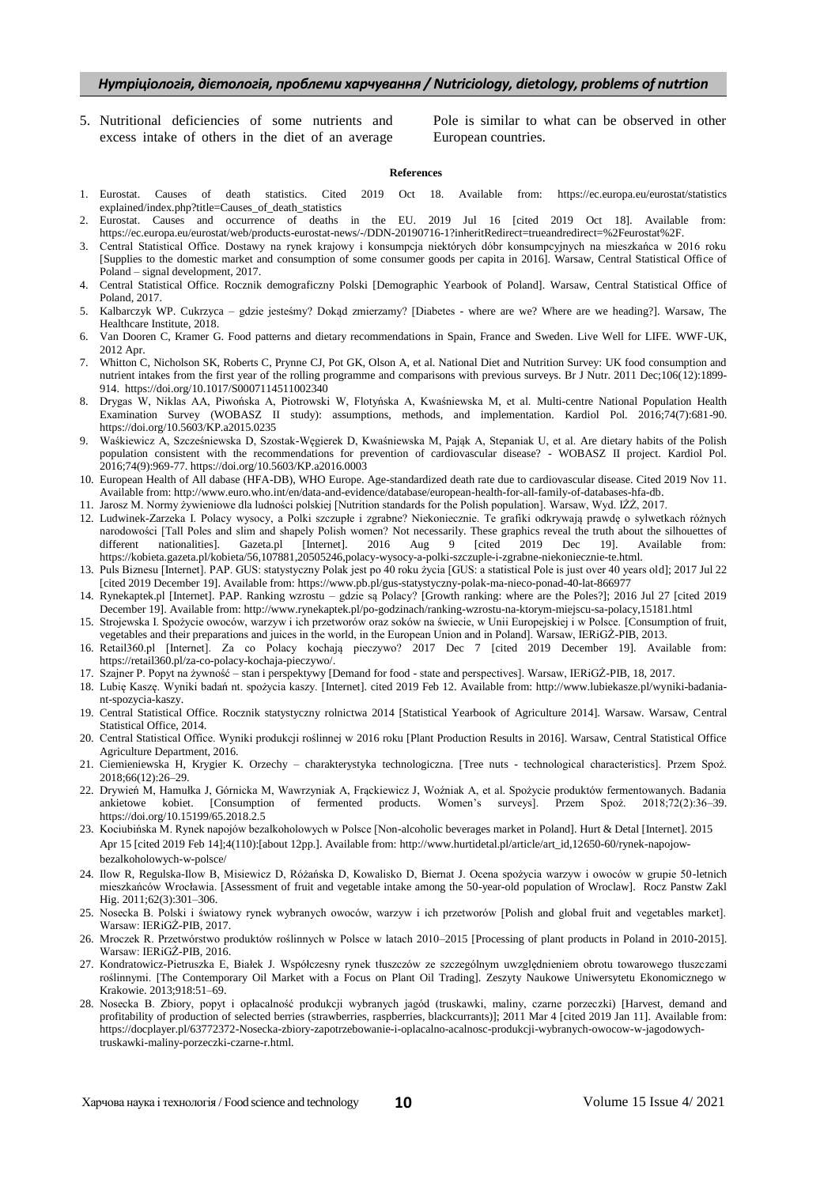5. Nutritional deficiencies of some nutrients and excess intake of others in the diet of an average Pole is similar to what can be observed in other European countries.

**References**

1. Eurostat. Causes of death statistics. Cited 2019 Oct 18. Available from: https://ec.europa.eu/eurostat/statistics explained/index.php?title=Causes_of_death_statistics
2. Eurostat. Causes and occurrence of deaths in the EU. 2019 Jul 16 [cited 2019 Oct 18]. Available from: https://ec.europa.eu/eurostat/web/products-eurostat-news/-/DDN-20190716-1?inheritRedirect=trueandredirect=%2Feurostat%2F.
3. Central Statistical Office. Dostawy na rynek krajowy i konsumpcja niektórych dóbr konsumpcyjnych na mieszkańca w 2016 roku [Supplies to the domestic market and consumption of some consumer goods per capita in 2016]. Warsaw, Central Statistical Office of Poland – signal development, 2017.
4. Central Statistical Office. Rocznik demograficzny Polski [Demographic Yearbook of Poland]. Warsaw, Central Statistical Office of Poland, 2017.
5. Kalbarczyk WP. Cukrzyca – gdzie jesteśmy? Dokąd zmierzamy? [Diabetes - where are we? Where are we heading?]. Warsaw, The Healthcare Institute, 2018.
6. Van Dooren C, Kramer G. Food patterns and dietary recommendations in Spain, France and Sweden. Live Well for LIFE. WWF-UK, 2012 Apr.
7. Whitton C, Nicholson SK, Roberts C, Prynne CJ, Pot GK, Olson A, et al. National Diet and Nutrition Survey: UK food consumption and nutrient intakes from the first year of the rolling programme and comparisons with previous surveys. Br J Nutr. 2011 Dec;106(12):1899-914. https://doi.org/10.1017/S0007114511002340
8. Drygas W, Niklas AA, Piwońska A, Piotrowski W, Flotyńska A, Kwaśniewska M, et al. Multi-centre National Population Health Examination Survey (WOBASZ II study): assumptions, methods, and implementation. Kardiol Pol. 2016;74(7):681-90. https://doi.org/10.5603/KP.a2015.0235
9. Waśkiewicz A, Szcześniewska D, Szostak-Węgierek D, Kwaśniewska M, Pająk A, Stepaniak U, et al. Are dietary habits of the Polish population consistent with the recommendations for prevention of cardiovascular disease? - WOBASZ II project. Kardiol Pol. 2016;74(9):969-77. https://doi.org/10.5603/KP.a2016.0003
10. European Health of All dabase (HFA-DB), WHO Europe. Age-standardized death rate due to cardiovascular disease. Cited 2019 Nov 11. Available from: http://www.euro.who.int/en/data-and-evidence/database/european-health-for-all-family-of-databases-hfa-db.
11. Jarosz M. Normy żywieniowe dla ludności polskiej [Nutrition standards for the Polish population]. Warsaw, Wyd. IŻŻ, 2017.
12. Ludwinek-Zarzeka I. Polacy wysocy, a Polki szczupłe i zgrabne? Niekoniecznie. Te grafiki odkrywają prawdę o sylwetkach różnych narodowości [Tall Poles and slim and shapely Polish women? Not necessarily. These graphics reveal the truth about the silhouettes of different nationalities]. Gazeta.pl [Internet]. 2016 Aug 9 [cited 2019 Dec 19]. Available from: https://kobieta.gazeta.pl/kobieta/56,107881,20505246,polacy-wysocy-a-polki-szczuple-i-zgrabne-niekoniecznie-te.html.
13. Puls Biznesu [Internet]. PAP. GUS: statystyczny Polak jest po 40 roku życia [GUS: a statistical Pole is just over 40 years old]; 2017 Jul 22 [cited 2019 December 19]. Available from: https://www.pb.pl/gus-statystyczny-polak-ma-nieco-ponad-40-lat-866977
14. Rynekaptek.pl [Internet]. PAP. Ranking wzrostu – gdzie są Polacy? [Growth ranking: where are the Poles?]; 2016 Jul 27 [cited 2019 December 19]. Available from: http://www.rynekaptek.pl/po-godzinach/ranking-wzrostu-na-ktorym-miejscu-sa-polacy,15181.html
15. Strojewska I. Spożycie owoców, warzyw i ich przetworów oraz soków na świecie, w Unii Europejskiej i w Polsce. [Consumption of fruit, vegetables and their preparations and juices in the world, in the European Union and in Poland]. Warsaw, IERiGŻ-PIB, 2013.
16. Retail360.pl [Internet]. Za co Polacy kochają pieczywo? 2017 Dec 7 [cited 2019 December 19]. Available from: https://retail360.pl/za-co-polacy-kochaja-pieczywo/.
17. Szajner P. Popyt na żywność – stan i perspektywy [Demand for food - state and perspectives]. Warsaw, IERiGŻ-PIB, 18, 2017.
18. Lubię Kaszę. Wyniki badań nt. spożycia kaszy. [Internet]. cited 2019 Feb 12. Available from: http://www.lubiekasze.pl/wyniki-badania-nt-spozycia-kaszy.
19. Central Statistical Office. Rocznik statystyczny rolnictwa 2014 [Statistical Yearbook of Agriculture 2014]. Warsaw. Warsaw, Central Statistical Office, 2014.
20. Central Statistical Office. Wyniki produkcji roślinnej w 2016 roku [Plant Production Results in 2016]. Warsaw, Central Statistical Office Agriculture Department, 2016.
21. Ciemieniewska H, Krygier K. Orzechy – charakterystyka technologiczna. [Tree nuts - technological characteristics]. Przem Spoż. 2018;66(12):26–29.
22. Drywień M, Hamułka J, Górnicka M, Wawrzyniak A, Frąckiewicz J, Woźniak A, et al. Spożycie produktów fermentowanych. Badania ankietowe kobiet. [Consumption of fermented products. Women's surveys]. Przem Spoż. 2018;72(2):36–39. https://doi.org/10.15199/65.2018.2.5
23. Kociubińska M. Rynek napojów bezalkoholowych w Polsce [Non-alcoholic beverages market in Poland]. Hurt & Detal [Internet]. 2015 Apr 15 [cited 2019 Feb 14];4(110):[about 12pp.]. Available from: http://www.hurtidetal.pl/article/art_id,12650-60/rynek-napojow-bezalkoholowych-w-polsce/
24. Ilow R, Regulska-Ilow B, Misiewicz D, Różańska D, Kowalisko D, Biernat J. Ocena spożycia warzyw i owoców w grupie 50-letnich mieszkańców Wrocławia. [Assessment of fruit and vegetable intake among the 50-year-old population of Wroclaw]. Rocz Panstw Zakl Hig. 2011;62(3):301–306.
25. Nosecka B. Polski i światowy rynek wybranych owoców, warzyw i ich przetworów [Polish and global fruit and vegetables market]. Warsaw: IERiGŻ-PIB, 2017.
26. Mroczek R. Przetwórstwo produktów roślinnych w Polsce w latach 2010–2015 [Processing of plant products in Poland in 2010-2015]. Warsaw: IERiGŻ-PIB, 2016.
27. Kondratowicz-Pietruszka E, Białek J. Współczesny rynek tłuszczów ze szczególnym uwzględnieniem obrotu towarowego tłuszczami roślinnymi. [The Contemporary Oil Market with a Focus on Plant Oil Trading]. Zeszyty Naukowe Uniwersytetu Ekonomicznego w Krakowie. 2013;918:51–69.
28. Nosecka B. Zbiory, popyt i opłacalność produkcji wybranych jagód (truskawki, maliny, czarne porzeczki) [Harvest, demand and profitability of production of selected berries (strawberries, raspberries, blackcurrants)]; 2011 Mar 4 [cited 2019 Jan 11]. Available from: https://docplayer.pl/63772372-Nosecka-zbiory-zapotrzebowanie-i-oplacalno-acalnosc-produkcji-wybranych-owocow-w-jagodowych-truskawki-maliny-porzeczki-czarne-r.html.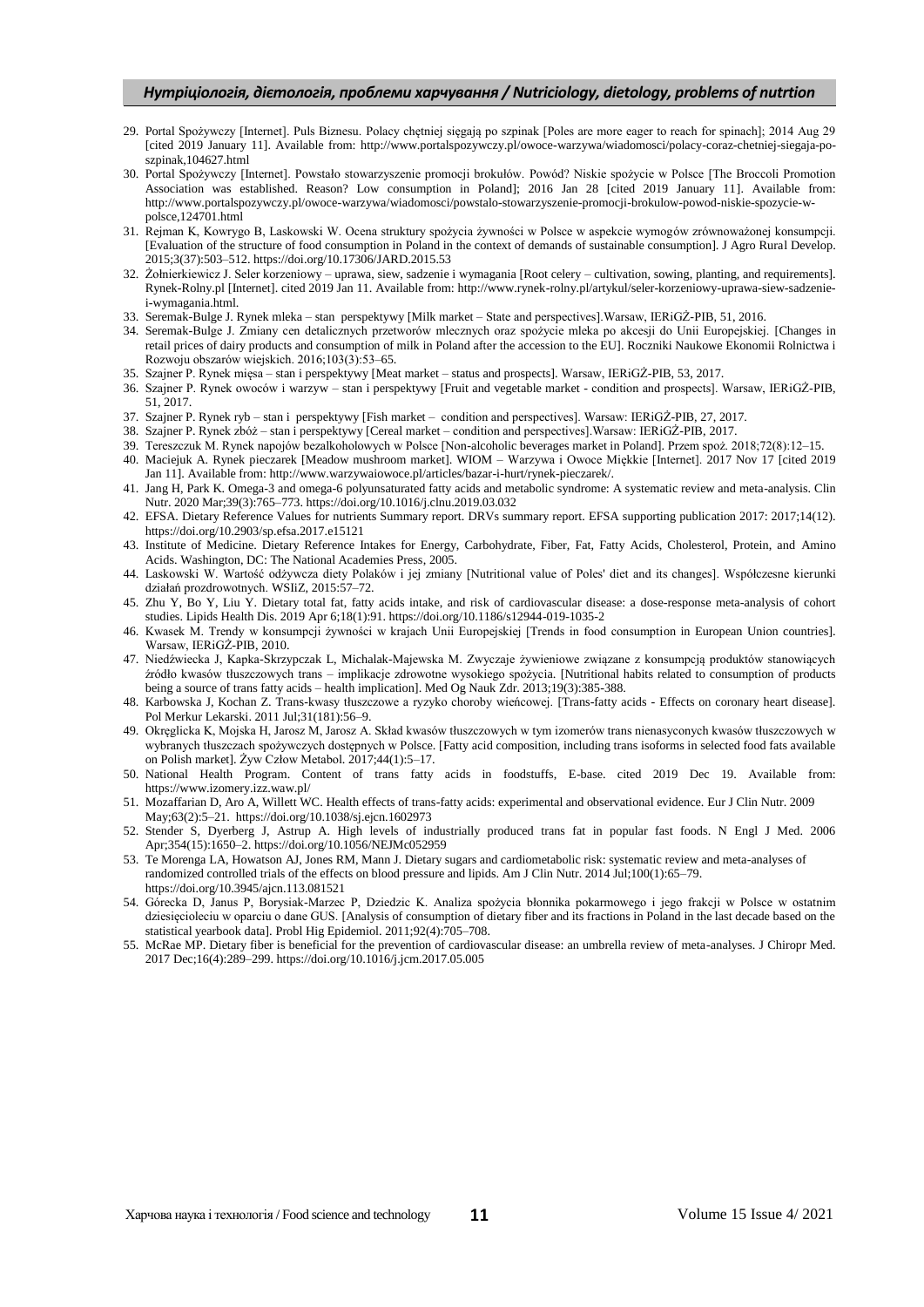29. Portal Spożywczy [Internet]. Puls Biznesu. Polacy chętniej sięgają po szpinak [Poles are more eager to reach for spinach]; 2014 Aug 29 [cited 2019 January 11]. Available from: http://www.portalspozywczy.pl/owoce-warzywa/wiadomosci/polacy-coraz-chetniej-siegaja-po-szpinak,104627.html
30. Portal Spożywczy [Internet]. Powstało stowarzyszenie promocji brokułów. Powód? Niskie spożycie w Polsce [The Broccoli Promotion Association was established. Reason? Low consumption in Poland]; 2016 Jan 28 [cited 2019 January 11]. Available from: http://www.portalspozywczy.pl/owoce-warzywa/wiadomosci/powstalo-stowarzyszenie-promocji-brokulow-powod-niskie-spozycie-w-polsce,124701.html
31. Rejman K, Kowrygo B, Laskowski W. Ocena struktury spożycia żywności w Polsce w aspekcie wymogów zrównoważonej konsumpcji. [Evaluation of the structure of food consumption in Poland in the context of demands of sustainable consumption]. J Agro Rural Develop. 2015;3(37):503–512. https://doi.org/10.17306/JARD.2015.53
32. Żołnierkiewicz J. Seler korzeniowy – uprawa, siew, sadzenie i wymagania [Root celery – cultivation, sowing, planting, and requirements]. Rynek-Rolny.pl [Internet]. cited 2019 Jan 11. Available from: http://www.rynek-rolny.pl/artykul/seler-korzeniowy-uprawa-siew-sadzenie-i-wymagania.html.
33. Seremak-Bulge J. Rynek mleka – stan perspektywy [Milk market – State and perspectives].Warsaw, IERiGŻ-PIB, 51, 2016.
34. Seremak-Bulge J. Zmiany cen detalicznych przetworów mlecznych oraz spożycie mleka po akcesji do Unii Europejskiej. [Changes in retail prices of dairy products and consumption of milk in Poland after the accession to the EU]. Roczniki Naukowe Ekonomii Rolnictwa i Rozwoju obszarów wiejskich. 2016;103(3):53–65.
35. Szajner P. Rynek mięsa – stan i perspektywy [Meat market – status and prospects]. Warsaw, IERiGŻ-PIB, 53, 2017.
36. Szajner P. Rynek owoców i warzyw – stan i perspektywy [Fruit and vegetable market - condition and prospects]. Warsaw, IERiGŻ-PIB, 51, 2017.
37. Szajner P. Rynek ryb – stan i perspektywy [Fish market – condition and perspectives]. Warsaw: IERiGŻ-PIB, 27, 2017.
38. Szajner P. Rynek zbóż – stan i perspektywy [Cereal market – condition and perspectives].Warsaw: IERiGŻ-PIB, 2017.
39. Tereszczuk M. Rynek napojów bezalkoholowych w Polsce [Non-alcoholic beverages market in Poland]. Przem spoż. 2018;72(8):12–15.
40. Maciejuk A. Rynek pieczarek [Meadow mushroom market]. WIOM – Warzywa i Owoce Miękkie [Internet]. 2017 Nov 17 [cited 2019 Jan 11]. Available from: http://www.warzywaiowoce.pl/articles/bazar-i-hurt/rynek-pieczarek/.
41. Jang H, Park K. Omega-3 and omega-6 polyunsaturated fatty acids and metabolic syndrome: A systematic review and meta-analysis. Clin Nutr. 2020 Mar;39(3):765–773. https://doi.org/10.1016/j.clnu.2019.03.032
42. EFSA. Dietary Reference Values for nutrients Summary report. DRVs summary report. EFSA supporting publication 2017: 2017;14(12). https://doi.org/10.2903/sp.efsa.2017.e15121
43. Institute of Medicine. Dietary Reference Intakes for Energy, Carbohydrate, Fiber, Fat, Fatty Acids, Cholesterol, Protein, and Amino Acids. Washington, DC: The National Academies Press, 2005.
44. Laskowski W. Wartość odżywcza diety Polaków i jej zmiany [Nutritional value of Poles' diet and its changes]. Współczesne kierunki działań prozdrowotnych. WSIiZ, 2015:57–72.
45. Zhu Y, Bo Y, Liu Y. Dietary total fat, fatty acids intake, and risk of cardiovascular disease: a dose-response meta-analysis of cohort studies. Lipids Health Dis. 2019 Apr 6;18(1):91. https://doi.org/10.1186/s12944-019-1035-2
46. Kwasek M. Trendy w konsumpcji żywności w krajach Unii Europejskiej [Trends in food consumption in European Union countries]. Warsaw, IERiGŻ-PIB, 2010.
47. Niedźwiecka J, Kapka-Skrzypczak L, Michalak-Majewska M. Zwyczaje żywieniowe związane z konsumpcją produktów stanowiących źródło kwasów tłuszczowych trans – implikacje zdrowotne wysokiego spożycia. [Nutritional habits related to consumption of products being a source of trans fatty acids – health implication]. Med Og Nauk Zdr. 2013;19(3):385-388.
48. Karbowska J, Kochan Z. Trans-kwasy tłuszczowe a ryzyko choroby wieńcowej. [Trans-fatty acids - Effects on coronary heart disease]. Pol Merkur Lekarski. 2011 Jul;31(181):56–9.
49. Okręglicka K, Mojska H, Jarosz M, Jarosz A. Skład kwasów tłuszczowych w tym izomerów trans nienasyconych kwasów tłuszczowych w wybranych tłuszczach spożywczych dostępnych w Polsce. [Fatty acid composition, including trans isoforms in selected food fats available on Polish market]. Żyw Człow Metabol. 2017;44(1):5–17.
50. National Health Program. Content of trans fatty acids in foodstuffs, E-base. cited 2019 Dec 19. Available from: https://www.izomery.izz.waw.pl/
51. Mozaffarian D, Aro A, Willett WC. Health effects of trans-fatty acids: experimental and observational evidence. Eur J Clin Nutr. 2009 May;63(2):5–21. https://doi.org/10.1038/sj.ejcn.1602973
52. Stender S, Dyerberg J, Astrup A. High levels of industrially produced trans fat in popular fast foods. N Engl J Med. 2006 Apr;354(15):1650–2. https://doi.org/10.1056/NEJMc052959
53. Te Morenga LA, Howatson AJ, Jones RM, Mann J. Dietary sugars and cardiometabolic risk: systematic review and meta-analyses of randomized controlled trials of the effects on blood pressure and lipids. Am J Clin Nutr. 2014 Jul;100(1):65–79. https://doi.org/10.3945/ajcn.113.081521
54. Górecka D, Janus P, Borysiak-Marzec P, Dziedzic K. Analiza spożycia błonnika pokarmowego i jego frakcji w Polsce w ostatnim dziesięcioleciu w oparciu o dane GUS. [Analysis of consumption of dietary fiber and its fractions in Poland in the last decade based on the statistical yearbook data]. Probl Hig Epidemiol. 2011;92(4):705–708.
55. McRae MP. Dietary fiber is beneficial for the prevention of cardiovascular disease: an umbrella review of meta-analyses. J Chiropr Med. 2017 Dec;16(4):289–299. https://doi.org/10.1016/j.jcm.2017.05.005